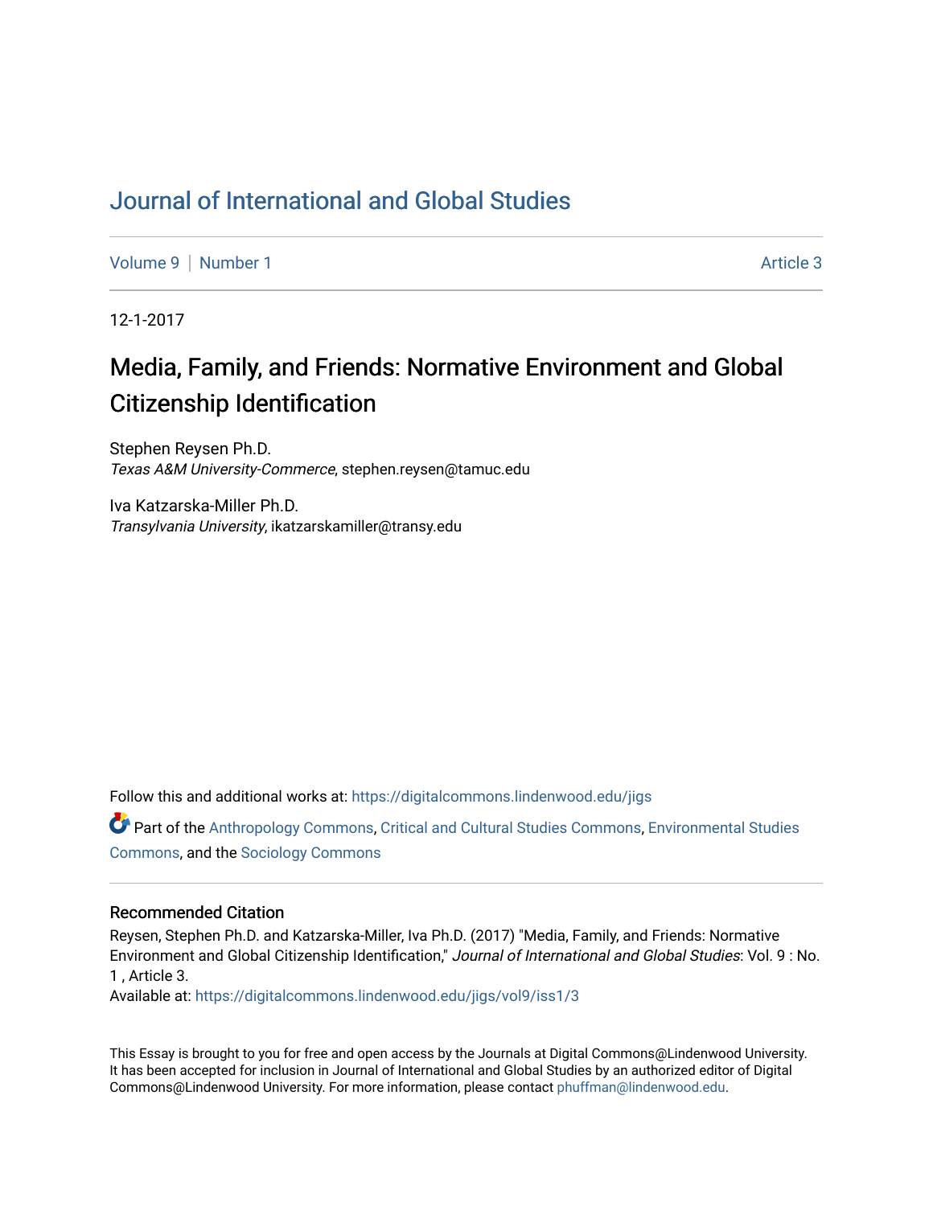# Journal of International and Global Studies

Volume 9 | Number 1 Article 3

12-1-2017

## Media, Family, and Friends: Normative Environment and Global Citizenship Identification

Stephen Reysen Ph.D.
*Texas A&M University-Commerce*, stephen.reysen@tamuc.edu

Iva Katzarska-Miller Ph.D.
*Transylvania University*, ikatzarskamiller@transy.edu

Follow this and additional works at: https://digitalcommons.lindenwood.edu/jigs

Part of the Anthropology Commons, Critical and Cultural Studies Commons, Environmental Studies Commons, and the Sociology Commons

### Recommended Citation

Reysen, Stephen Ph.D. and Katzarska-Miller, Iva Ph.D. (2017) "Media, Family, and Friends: Normative Environment and Global Citizenship Identification," *Journal of International and Global Studies*: Vol. 9 : No. 1 , Article 3.
Available at: https://digitalcommons.lindenwood.edu/jigs/vol9/iss1/3

This Essay is brought to you for free and open access by the Journals at Digital Commons@Lindenwood University. It has been accepted for inclusion in Journal of International and Global Studies by an authorized editor of Digital Commons@Lindenwood University. For more information, please contact phuffman@lindenwood.edu.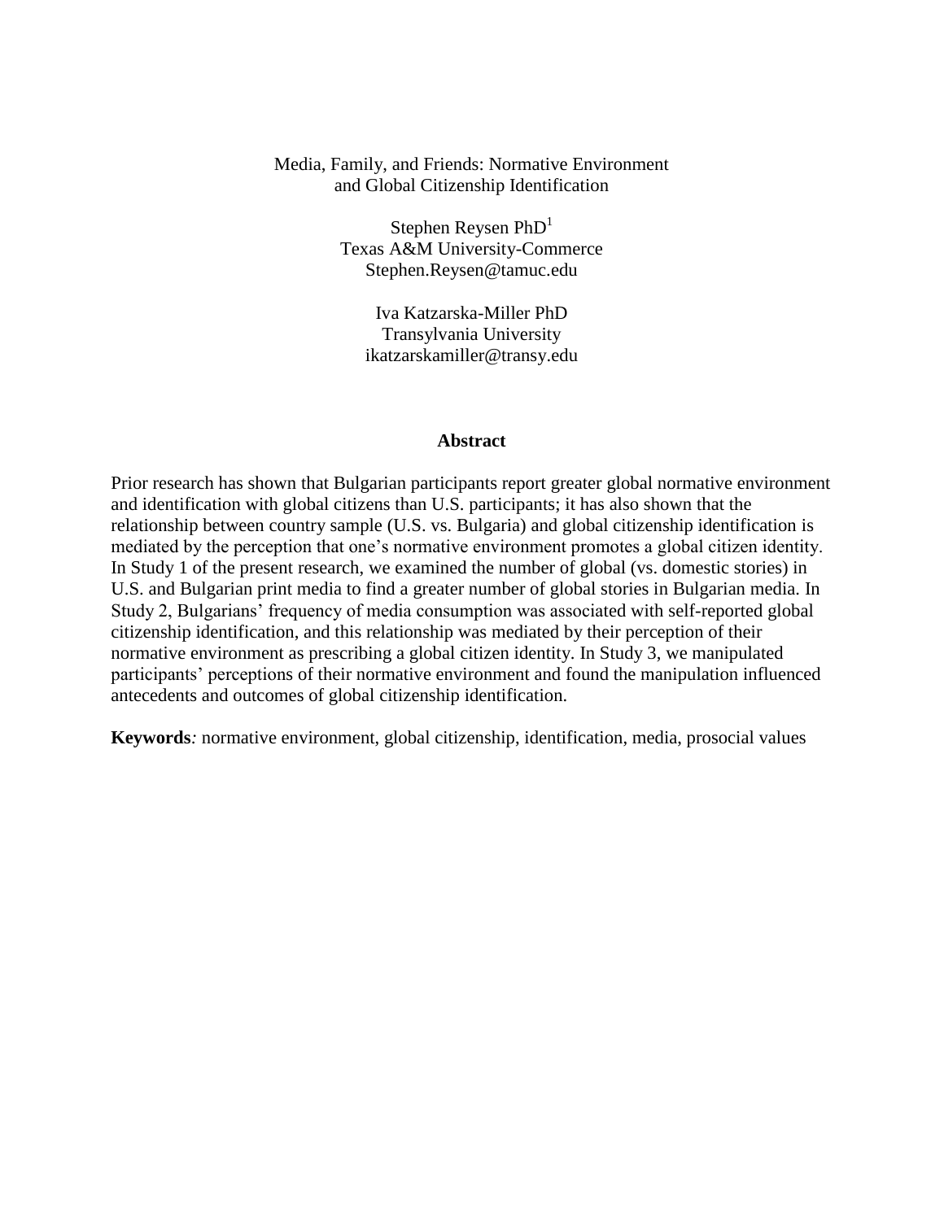# Media, Family, and Friends: Normative Environment and Global Citizenship Identification

Stephen Reysen PhD[1]  
Texas A&M University-Commerce  
Stephen.Reysen@tamuc.edu

Iva Katzarska-Miller PhD  
Transylvania University  
ikatzarskamiller@transy.edu

**Abstract**

Prior research has shown that Bulgarian participants report greater global normative environment and identification with global citizens than U.S. participants; it has also shown that the relationship between country sample (U.S. vs. Bulgaria) and global citizenship identification is mediated by the perception that one's normative environment promotes a global citizen identity. In Study 1 of the present research, we examined the number of global (vs. domestic stories) in U.S. and Bulgarian print media to find a greater number of global stories in Bulgarian media. In Study 2, Bulgarians' frequency of media consumption was associated with self-reported global citizenship identification, and this relationship was mediated by their perception of their normative environment as prescribing a global citizen identity. In Study 3, we manipulated participants' perceptions of their normative environment and found the manipulation influenced antecedents and outcomes of global citizenship identification.

**Keywords***:* normative environment, global citizenship, identification, media, prosocial values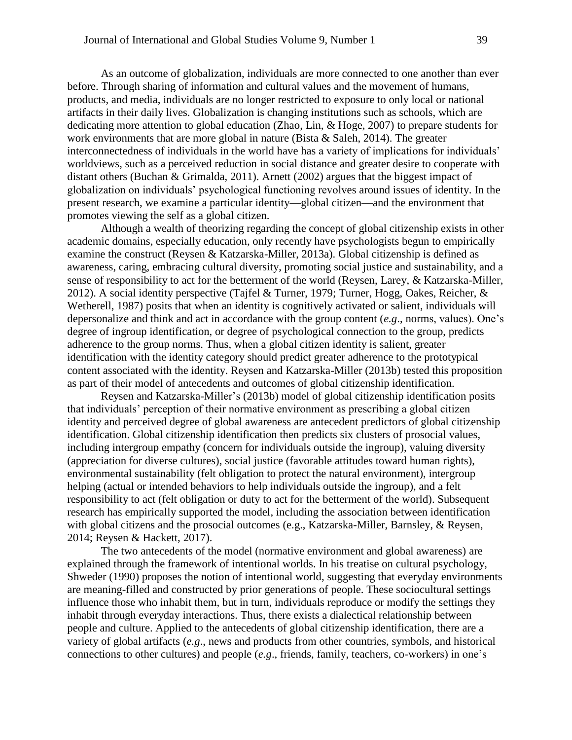As an outcome of globalization, individuals are more connected to one another than ever before. Through sharing of information and cultural values and the movement of humans, products, and media, individuals are no longer restricted to exposure to only local or national artifacts in their daily lives. Globalization is changing institutions such as schools, which are dedicating more attention to global education (Zhao, Lin, & Hoge, 2007) to prepare students for work environments that are more global in nature (Bista & Saleh, 2014). The greater interconnectedness of individuals in the world have has a variety of implications for individuals' worldviews, such as a perceived reduction in social distance and greater desire to cooperate with distant others (Buchan & Grimalda, 2011). Arnett (2002) argues that the biggest impact of globalization on individuals' psychological functioning revolves around issues of identity. In the present research, we examine a particular identity—global citizen—and the environment that promotes viewing the self as a global citizen.

Although a wealth of theorizing regarding the concept of global citizenship exists in other academic domains, especially education, only recently have psychologists begun to empirically examine the construct (Reysen & Katzarska-Miller, 2013a). Global citizenship is defined as awareness, caring, embracing cultural diversity, promoting social justice and sustainability, and a sense of responsibility to act for the betterment of the world (Reysen, Larey, & Katzarska-Miller, 2012). A social identity perspective (Tajfel & Turner, 1979; Turner, Hogg, Oakes, Reicher, & Wetherell, 1987) posits that when an identity is cognitively activated or salient, individuals will depersonalize and think and act in accordance with the group content (*e.g*., norms, values). One's degree of ingroup identification, or degree of psychological connection to the group, predicts adherence to the group norms. Thus, when a global citizen identity is salient, greater identification with the identity category should predict greater adherence to the prototypical content associated with the identity. Reysen and Katzarska-Miller (2013b) tested this proposition as part of their model of antecedents and outcomes of global citizenship identification.

Reysen and Katzarska-Miller's (2013b) model of global citizenship identification posits that individuals' perception of their normative environment as prescribing a global citizen identity and perceived degree of global awareness are antecedent predictors of global citizenship identification. Global citizenship identification then predicts six clusters of prosocial values, including intergroup empathy (concern for individuals outside the ingroup), valuing diversity (appreciation for diverse cultures), social justice (favorable attitudes toward human rights), environmental sustainability (felt obligation to protect the natural environment), intergroup helping (actual or intended behaviors to help individuals outside the ingroup), and a felt responsibility to act (felt obligation or duty to act for the betterment of the world). Subsequent research has empirically supported the model, including the association between identification with global citizens and the prosocial outcomes (e.g., Katzarska-Miller, Barnsley, & Reysen, 2014; Reysen & Hackett, 2017).

The two antecedents of the model (normative environment and global awareness) are explained through the framework of intentional worlds. In his treatise on cultural psychology, Shweder (1990) proposes the notion of intentional world, suggesting that everyday environments are meaning-filled and constructed by prior generations of people. These sociocultural settings influence those who inhabit them, but in turn, individuals reproduce or modify the settings they inhabit through everyday interactions. Thus, there exists a dialectical relationship between people and culture. Applied to the antecedents of global citizenship identification, there are a variety of global artifacts (*e.g*., news and products from other countries, symbols, and historical connections to other cultures) and people (*e.g*., friends, family, teachers, co-workers) in one's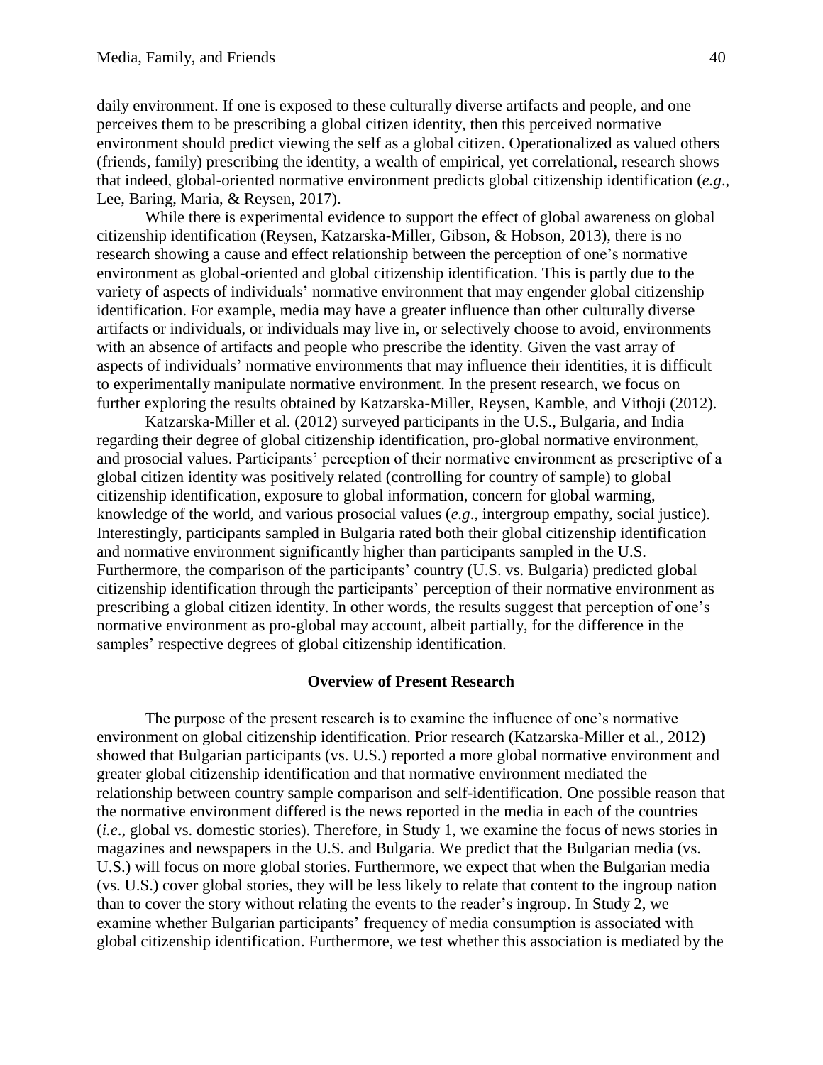daily environment. If one is exposed to these culturally diverse artifacts and people, and one perceives them to be prescribing a global citizen identity, then this perceived normative environment should predict viewing the self as a global citizen. Operationalized as valued others (friends, family) prescribing the identity, a wealth of empirical, yet correlational, research shows that indeed, global-oriented normative environment predicts global citizenship identification (*e.g*., Lee, Baring, Maria, & Reysen, 2017).

While there is experimental evidence to support the effect of global awareness on global citizenship identification (Reysen, Katzarska-Miller, Gibson, & Hobson, 2013), there is no research showing a cause and effect relationship between the perception of one's normative environment as global-oriented and global citizenship identification. This is partly due to the variety of aspects of individuals' normative environment that may engender global citizenship identification. For example, media may have a greater influence than other culturally diverse artifacts or individuals, or individuals may live in, or selectively choose to avoid, environments with an absence of artifacts and people who prescribe the identity. Given the vast array of aspects of individuals' normative environments that may influence their identities, it is difficult to experimentally manipulate normative environment. In the present research, we focus on further exploring the results obtained by Katzarska-Miller, Reysen, Kamble, and Vithoji (2012).

Katzarska-Miller et al. (2012) surveyed participants in the U.S., Bulgaria, and India regarding their degree of global citizenship identification, pro-global normative environment, and prosocial values. Participants' perception of their normative environment as prescriptive of a global citizen identity was positively related (controlling for country of sample) to global citizenship identification, exposure to global information, concern for global warming, knowledge of the world, and various prosocial values (*e.g*., intergroup empathy, social justice). Interestingly, participants sampled in Bulgaria rated both their global citizenship identification and normative environment significantly higher than participants sampled in the U.S. Furthermore, the comparison of the participants' country (U.S. vs. Bulgaria) predicted global citizenship identification through the participants' perception of their normative environment as prescribing a global citizen identity. In other words, the results suggest that perception of one's normative environment as pro-global may account, albeit partially, for the difference in the samples' respective degrees of global citizenship identification.

## Overview of Present Research

The purpose of the present research is to examine the influence of one's normative environment on global citizenship identification. Prior research (Katzarska-Miller et al., 2012) showed that Bulgarian participants (vs. U.S.) reported a more global normative environment and greater global citizenship identification and that normative environment mediated the relationship between country sample comparison and self-identification. One possible reason that the normative environment differed is the news reported in the media in each of the countries (*i.e*., global vs. domestic stories). Therefore, in Study 1, we examine the focus of news stories in magazines and newspapers in the U.S. and Bulgaria. We predict that the Bulgarian media (vs. U.S.) will focus on more global stories. Furthermore, we expect that when the Bulgarian media (vs. U.S.) cover global stories, they will be less likely to relate that content to the ingroup nation than to cover the story without relating the events to the reader's ingroup. In Study 2, we examine whether Bulgarian participants' frequency of media consumption is associated with global citizenship identification. Furthermore, we test whether this association is mediated by the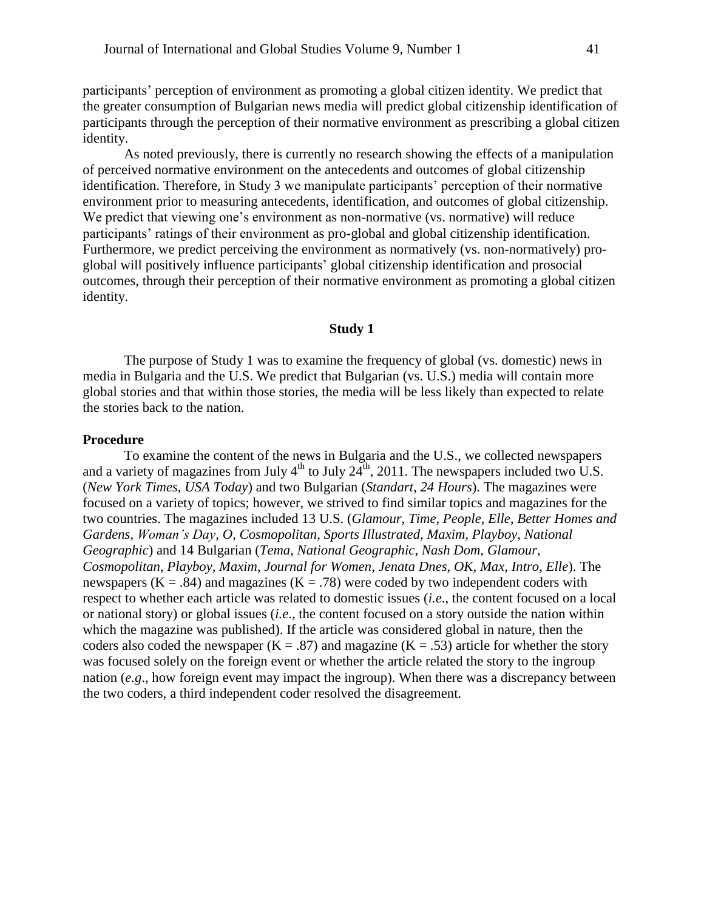participants' perception of environment as promoting a global citizen identity. We predict that the greater consumption of Bulgarian news media will predict global citizenship identification of participants through the perception of their normative environment as prescribing a global citizen identity.

As noted previously, there is currently no research showing the effects of a manipulation of perceived normative environment on the antecedents and outcomes of global citizenship identification. Therefore, in Study 3 we manipulate participants' perception of their normative environment prior to measuring antecedents, identification, and outcomes of global citizenship. We predict that viewing one's environment as non-normative (vs. normative) will reduce participants' ratings of their environment as pro-global and global citizenship identification. Furthermore, we predict perceiving the environment as normatively (vs. non-normatively) pro-global will positively influence participants' global citizenship identification and prosocial outcomes, through their perception of their normative environment as promoting a global citizen identity.

## Study 1

The purpose of Study 1 was to examine the frequency of global (vs. domestic) news in media in Bulgaria and the U.S. We predict that Bulgarian (vs. U.S.) media will contain more global stories and that within those stories, the media will be less likely than expected to relate the stories back to the nation.

### Procedure

To examine the content of the news in Bulgaria and the U.S., we collected newspapers and a variety of magazines from July 4th to July 24th, 2011. The newspapers included two U.S. (*New York Times*, *USA Today*) and two Bulgarian (*Standart*, *24 Hours*). The magazines were focused on a variety of topics; however, we strived to find similar topics and magazines for the two countries. The magazines included 13 U.S. (*Glamour*, *Time*, *People*, *Elle*, *Better Homes and Gardens*, *Woman's Day*, *O*, *Cosmopolitan*, *Sports Illustrated*, *Maxim*, *Playboy*, *National Geographic*) and 14 Bulgarian (*Tema*, *National Geographic*, *Nash Dom*, *Glamour*, *Cosmopolitan*, *Playboy*, *Maxim*, *Journal for Women*, *Jenata Dnes*, *OK*, *Max*, *Intro*, *Elle*). The newspapers ($K = .84$) and magazines ($K = .78$) were coded by two independent coders with respect to whether each article was related to domestic issues (*i.e*., the content focused on a local or national story) or global issues (*i.e*., the content focused on a story outside the nation within which the magazine was published). If the article was considered global in nature, then the coders also coded the newspaper ($K = .87$) and magazine ($K = .53$) article for whether the story was focused solely on the foreign event or whether the article related the story to the ingroup nation (*e.g*., how foreign event may impact the ingroup). When there was a discrepancy between the two coders, a third independent coder resolved the disagreement.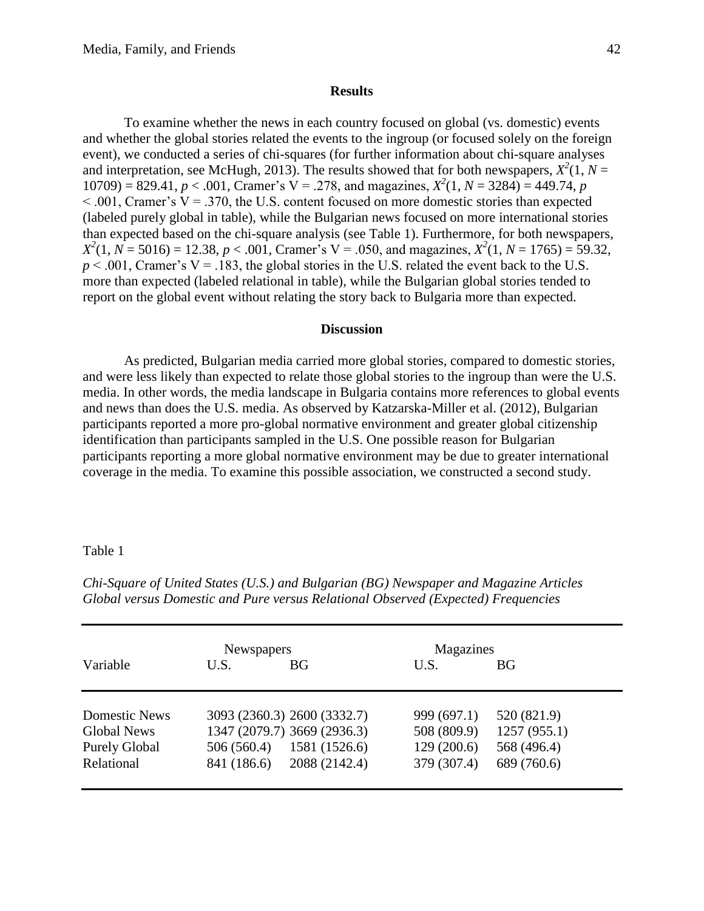## Results

To examine whether the news in each country focused on global (vs. domestic) events and whether the global stories related the events to the ingroup (or focused solely on the foreign event), we conducted a series of chi-squares (for further information about chi-square analyses and interpretation, see McHugh, 2013). The results showed that for both newspapers, $X^2(1, N = 10709) = 829.41$, $p < .001$, Cramer's V = .278, and magazines, $X^2(1, N = 3284) = 449.74$, $p < .001$, Cramer's V = .370, the U.S. content focused on more domestic stories than expected (labeled purely global in table), while the Bulgarian news focused on more international stories than expected based on the chi-square analysis (see Table 1). Furthermore, for both newspapers, $X^2(1, N = 5016) = 12.38$, $p < .001$, Cramer's V = .050, and magazines, $X^2(1, N = 1765) = 59.32$, $p < .001$, Cramer's V = .183, the global stories in the U.S. related the event back to the U.S. more than expected (labeled relational in table), while the Bulgarian global stories tended to report on the global event without relating the story back to Bulgaria more than expected.

## Discussion

As predicted, Bulgarian media carried more global stories, compared to domestic stories, and were less likely than expected to relate those global stories to the ingroup than were the U.S. media. In other words, the media landscape in Bulgaria contains more references to global events and news than does the U.S. media. As observed by Katzarska-Miller et al. (2012), Bulgarian participants reported a more pro-global normative environment and greater global citizenship identification than participants sampled in the U.S. One possible reason for Bulgarian participants reporting a more global normative environment may be due to greater international coverage in the media. To examine this possible association, we constructed a second study.

Table 1

*Chi-Square of United States (U.S.) and Bulgarian (BG) Newspaper and Magazine Articles Global versus Domestic and Pure versus Relational Observed (Expected) Frequencies*

| | Newspapers | | Magazines | |
|---|---|---|---|---|
| Variable | U.S. | BG | U.S. | BG |
| Domestic News | 3093 (2360.3) | 2600 (3332.7) | 999 (697.1) | 520 (821.9) |
| Global News | 1347 (2079.7) | 3669 (2936.3) | 508 (809.9) | 1257 (955.1) |
| Purely Global | 506 (560.4) | 1581 (1526.6) | 129 (200.6) | 568 (496.4) |
| Relational | 841 (186.6) | 2088 (2142.4) | 379 (307.4) | 689 (760.6) |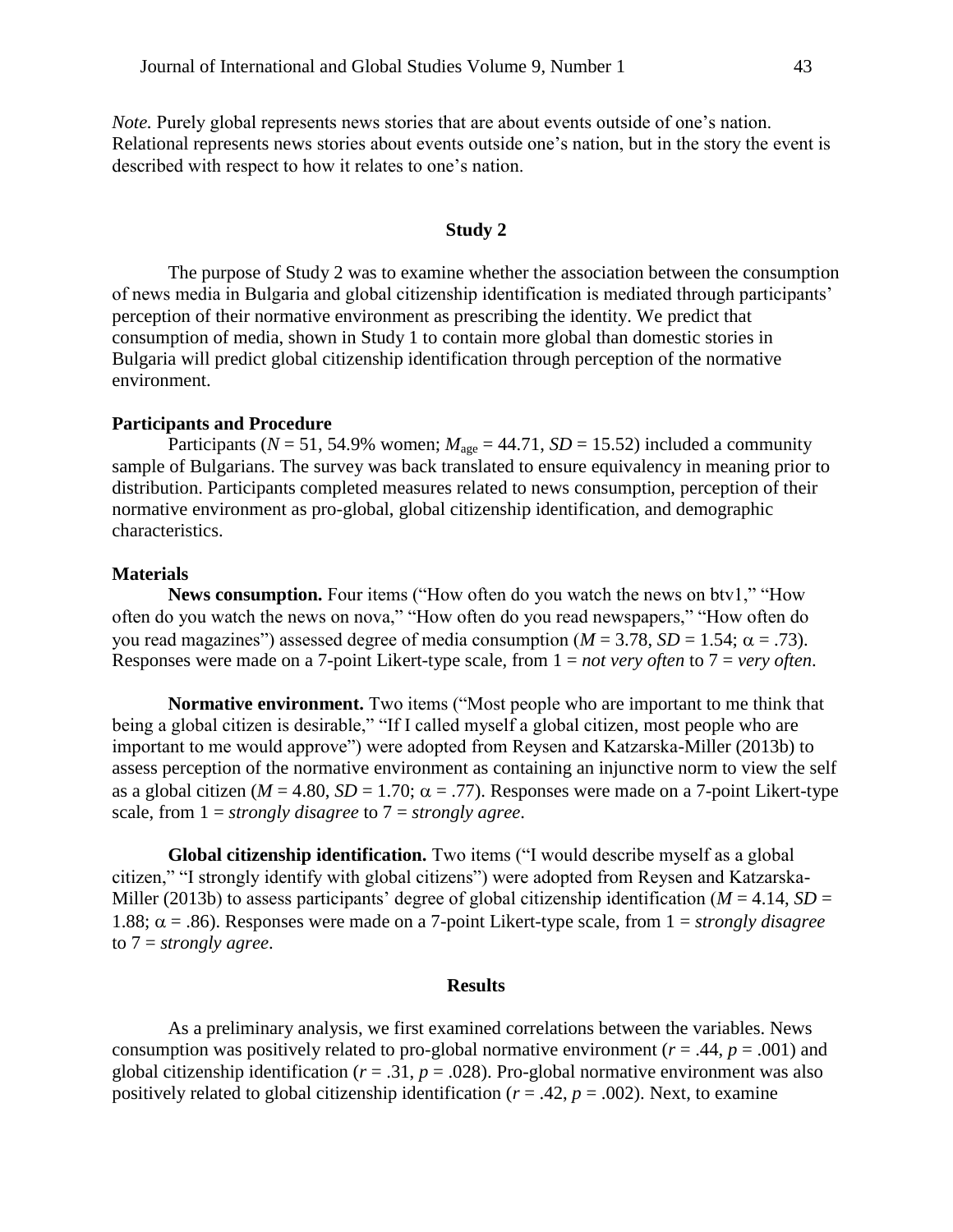*Note.* Purely global represents news stories that are about events outside of one's nation. Relational represents news stories about events outside one's nation, but in the story the event is described with respect to how it relates to one's nation.

## Study 2

The purpose of Study 2 was to examine whether the association between the consumption of news media in Bulgaria and global citizenship identification is mediated through participants' perception of their normative environment as prescribing the identity. We predict that consumption of media, shown in Study 1 to contain more global than domestic stories in Bulgaria will predict global citizenship identification through perception of the normative environment.

### Participants and Procedure

Participants ($N$ = 51, 54.9% women; $M_{age}$ = 44.71, $SD$ = 15.52) included a community sample of Bulgarians. The survey was back translated to ensure equivalency in meaning prior to distribution. Participants completed measures related to news consumption, perception of their normative environment as pro-global, global citizenship identification, and demographic characteristics.

### Materials

**News consumption.** Four items ("How often do you watch the news on btv1," "How often do you watch the news on nova," "How often do you read newspapers," "How often do you read magazines") assessed degree of media consumption ($M$ = 3.78, $SD$ = 1.54; $\alpha$ = .73). Responses were made on a 7-point Likert-type scale, from 1 = *not very often* to 7 = *very often*.

**Normative environment.** Two items ("Most people who are important to me think that being a global citizen is desirable," "If I called myself a global citizen, most people who are important to me would approve") were adopted from Reysen and Katzarska-Miller (2013b) to assess perception of the normative environment as containing an injunctive norm to view the self as a global citizen ($M$ = 4.80, $SD$ = 1.70; $\alpha$ = .77). Responses were made on a 7-point Likert-type scale, from 1 = *strongly disagree* to 7 = *strongly agree*.

**Global citizenship identification.** Two items ("I would describe myself as a global citizen," "I strongly identify with global citizens") were adopted from Reysen and Katzarska-Miller (2013b) to assess participants' degree of global citizenship identification ($M$ = 4.14, $SD$ = 1.88; $\alpha$ = .86). Responses were made on a 7-point Likert-type scale, from 1 = *strongly disagree* to 7 = *strongly agree*.

## Results

As a preliminary analysis, we first examined correlations between the variables. News consumption was positively related to pro-global normative environment ($r$ = .44, $p$ = .001) and global citizenship identification ($r$ = .31, $p$ = .028). Pro-global normative environment was also positively related to global citizenship identification ($r$ = .42, $p$ = .002). Next, to examine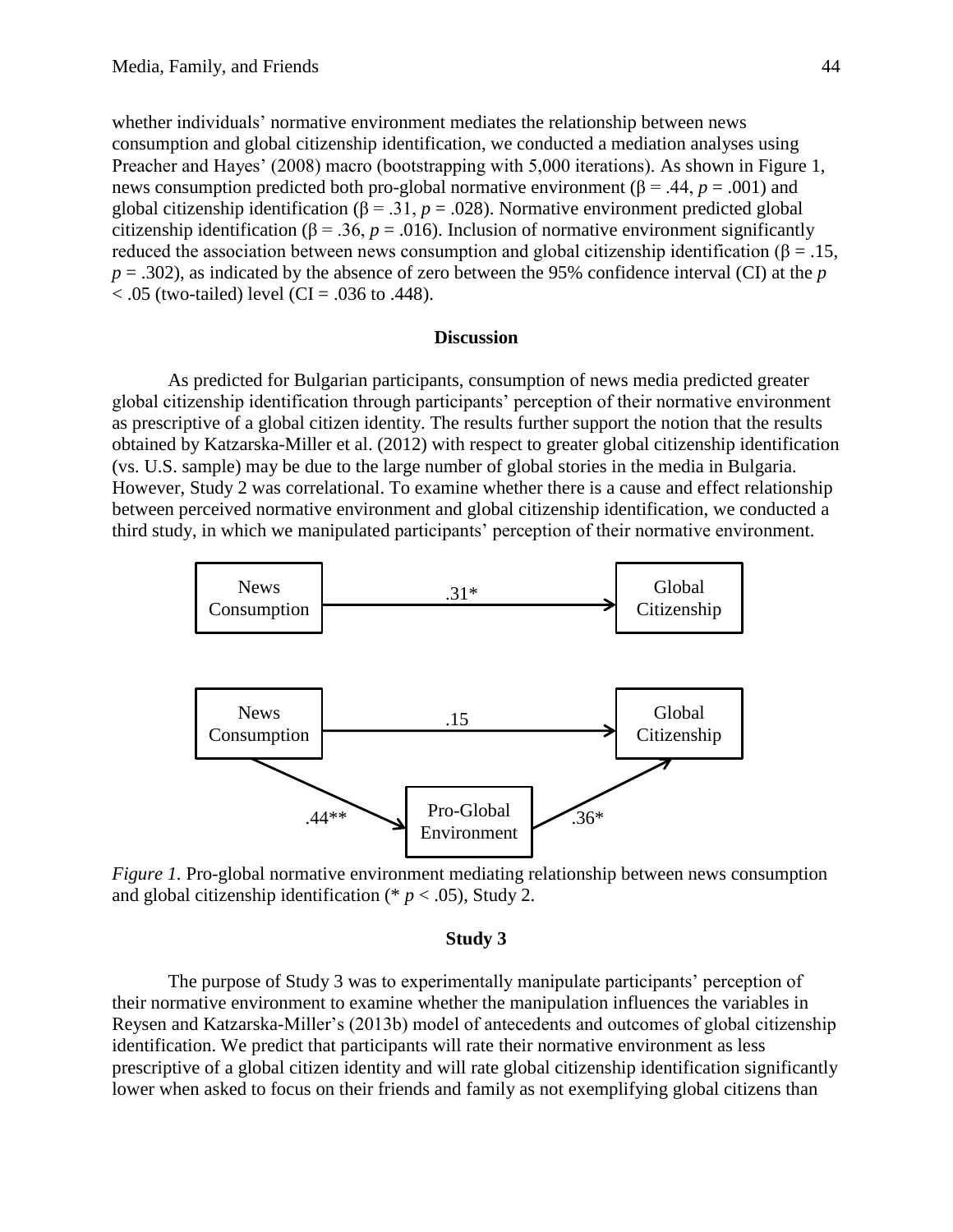whether individuals' normative environment mediates the relationship between news consumption and global citizenship identification, we conducted a mediation analyses using Preacher and Hayes' (2008) macro (bootstrapping with 5,000 iterations). As shown in Figure 1, news consumption predicted both pro-global normative environment (β = .44, $p$ = .001) and global citizenship identification (β = .31, $p$ = .028). Normative environment predicted global citizenship identification (β = .36, $p$ = .016). Inclusion of normative environment significantly reduced the association between news consumption and global citizenship identification (β = .15, $p$ = .302), as indicated by the absence of zero between the 95% confidence interval (CI) at the $p$ < .05 (two-tailed) level (CI = .036 to .448).

## Discussion

As predicted for Bulgarian participants, consumption of news media predicted greater global citizenship identification through participants' perception of their normative environment as prescriptive of a global citizen identity. The results further support the notion that the results obtained by Katzarska-Miller et al. (2012) with respect to greater global citizenship identification (vs. U.S. sample) may be due to the large number of global stories in the media in Bulgaria. However, Study 2 was correlational. To examine whether there is a cause and effect relationship between perceived normative environment and global citizenship identification, we conducted a third study, in which we manipulated participants' perception of their normative environment.

News Consumption → (.31*) → Global Citizenship

News Consumption → (.15) → Global Citizenship

News Consumption → (.44**) → Pro-Global Environment → (.36*) → Global Citizenship

*Figure 1.* Pro-global normative environment mediating relationship between news consumption and global citizenship identification (* $p$ < .05), Study 2.

## Study 3

The purpose of Study 3 was to experimentally manipulate participants' perception of their normative environment to examine whether the manipulation influences the variables in Reysen and Katzarska-Miller's (2013b) model of antecedents and outcomes of global citizenship identification. We predict that participants will rate their normative environment as less prescriptive of a global citizen identity and will rate global citizenship identification significantly lower when asked to focus on their friends and family as not exemplifying global citizens than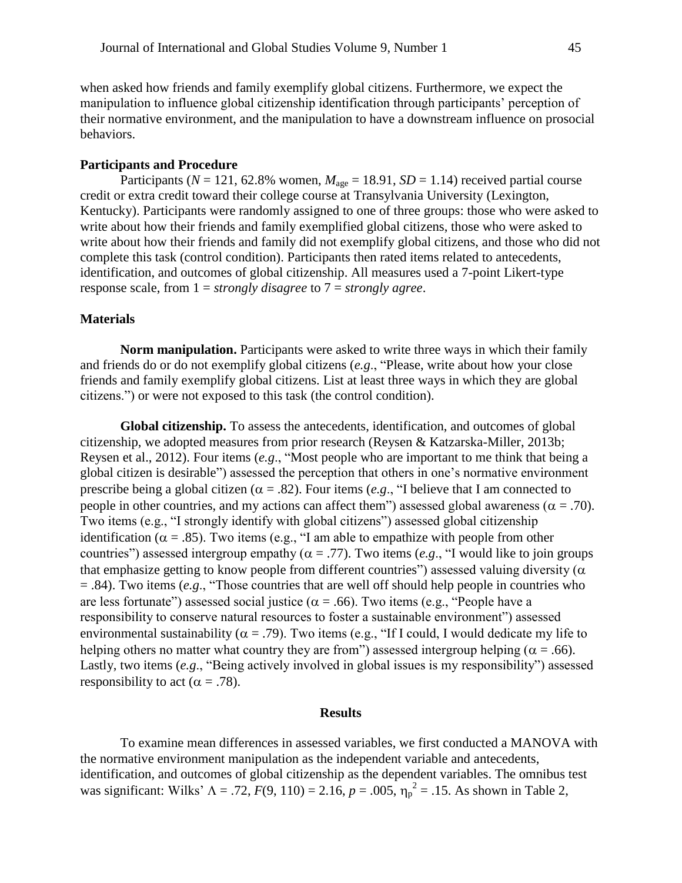when asked how friends and family exemplify global citizens. Furthermore, we expect the manipulation to influence global citizenship identification through participants' perception of their normative environment, and the manipulation to have a downstream influence on prosocial behaviors.

### Participants and Procedure

Participants ($N$ = 121, 62.8% women, $M_{age}$ = 18.91, $SD$ = 1.14) received partial course credit or extra credit toward their college course at Transylvania University (Lexington, Kentucky). Participants were randomly assigned to one of three groups: those who were asked to write about how their friends and family exemplified global citizens, those who were asked to write about how their friends and family did not exemplify global citizens, and those who did not complete this task (control condition). Participants then rated items related to antecedents, identification, and outcomes of global citizenship. All measures used a 7-point Likert-type response scale, from 1 = *strongly disagree* to 7 = *strongly agree*.

### Materials

**Norm manipulation.** Participants were asked to write three ways in which their family and friends do or do not exemplify global citizens (*e.g*., "Please, write about how your close friends and family exemplify global citizens. List at least three ways in which they are global citizens.") or were not exposed to this task (the control condition).

**Global citizenship.** To assess the antecedents, identification, and outcomes of global citizenship, we adopted measures from prior research (Reysen & Katzarska-Miller, 2013b; Reysen et al., 2012). Four items (*e.g*., "Most people who are important to me think that being a global citizen is desirable") assessed the perception that others in one's normative environment prescribe being a global citizen ($\alpha$ = .82). Four items (*e.g*., "I believe that I am connected to people in other countries, and my actions can affect them") assessed global awareness ($\alpha$ = .70). Two items (e.g., "I strongly identify with global citizens") assessed global citizenship identification ($\alpha$ = .85). Two items (e.g., "I am able to empathize with people from other countries") assessed intergroup empathy ($\alpha$ = .77). Two items (*e.g*., "I would like to join groups that emphasize getting to know people from different countries") assessed valuing diversity ($\alpha$ = .84). Two items (*e.g*., "Those countries that are well off should help people in countries who are less fortunate") assessed social justice ($\alpha$ = .66). Two items (e.g., "People have a responsibility to conserve natural resources to foster a sustainable environment") assessed environmental sustainability ($\alpha$ = .79). Two items (e.g., "If I could, I would dedicate my life to helping others no matter what country they are from") assessed intergroup helping ($\alpha$ = .66). Lastly, two items (*e.g*., "Being actively involved in global issues is my responsibility") assessed responsibility to act ($\alpha$ = .78).

## Results

To examine mean differences in assessed variables, we first conducted a MANOVA with the normative environment manipulation as the independent variable and antecedents, identification, and outcomes of global citizenship as the dependent variables. The omnibus test was significant: Wilks' $\Lambda$ = .72, $F$(9, 110) = 2.16, $p$ = .005, $\eta_p^2$ = .15. As shown in Table 2,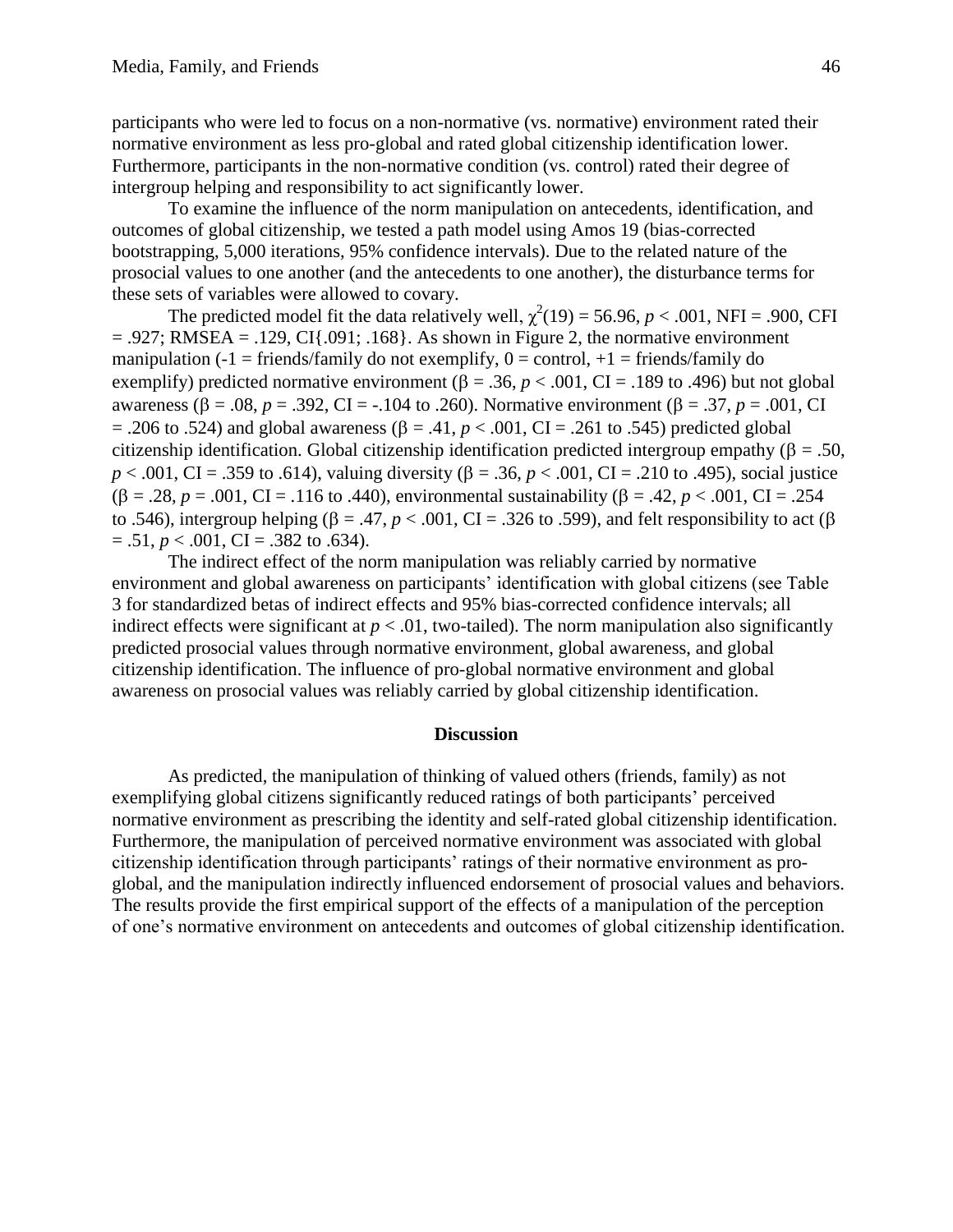participants who were led to focus on a non-normative (vs. normative) environment rated their normative environment as less pro-global and rated global citizenship identification lower. Furthermore, participants in the non-normative condition (vs. control) rated their degree of intergroup helping and responsibility to act significantly lower.

To examine the influence of the norm manipulation on antecedents, identification, and outcomes of global citizenship, we tested a path model using Amos 19 (bias-corrected bootstrapping, 5,000 iterations, 95% confidence intervals). Due to the related nature of the prosocial values to one another (and the antecedents to one another), the disturbance terms for these sets of variables were allowed to covary.

The predicted model fit the data relatively well, $\chi^2(19) = 56.96$, $p < .001$, NFI = .900, CFI = .927; RMSEA = .129, CI{.091; .168}. As shown in Figure 2, the normative environment manipulation (-1 = friends/family do not exemplify, 0 = control, +1 = friends/family do exemplify) predicted normative environment ($\beta = .36$, $p < .001$, CI = .189 to .496) but not global awareness ($\beta = .08$, $p = .392$, CI = -.104 to .260). Normative environment ($\beta = .37$, $p = .001$, CI = .206 to .524) and global awareness ($\beta = .41$, $p < .001$, CI = .261 to .545) predicted global citizenship identification. Global citizenship identification predicted intergroup empathy ($\beta = .50$, $p < .001$, CI = .359 to .614), valuing diversity ($\beta = .36$, $p < .001$, CI = .210 to .495), social justice ($\beta = .28$, $p = .001$, CI = .116 to .440), environmental sustainability ($\beta = .42$, $p < .001$, CI = .254 to .546), intergroup helping ($\beta = .47$, $p < .001$, CI = .326 to .599), and felt responsibility to act ($\beta = .51$, $p < .001$, CI = .382 to .634).

The indirect effect of the norm manipulation was reliably carried by normative environment and global awareness on participants' identification with global citizens (see Table 3 for standardized betas of indirect effects and 95% bias-corrected confidence intervals; all indirect effects were significant at $p < .01$, two-tailed). The norm manipulation also significantly predicted prosocial values through normative environment, global awareness, and global citizenship identification. The influence of pro-global normative environment and global awareness on prosocial values was reliably carried by global citizenship identification.

## Discussion

As predicted, the manipulation of thinking of valued others (friends, family) as not exemplifying global citizens significantly reduced ratings of both participants' perceived normative environment as prescribing the identity and self-rated global citizenship identification. Furthermore, the manipulation of perceived normative environment was associated with global citizenship identification through participants' ratings of their normative environment as pro-global, and the manipulation indirectly influenced endorsement of prosocial values and behaviors. The results provide the first empirical support of the effects of a manipulation of the perception of one's normative environment on antecedents and outcomes of global citizenship identification.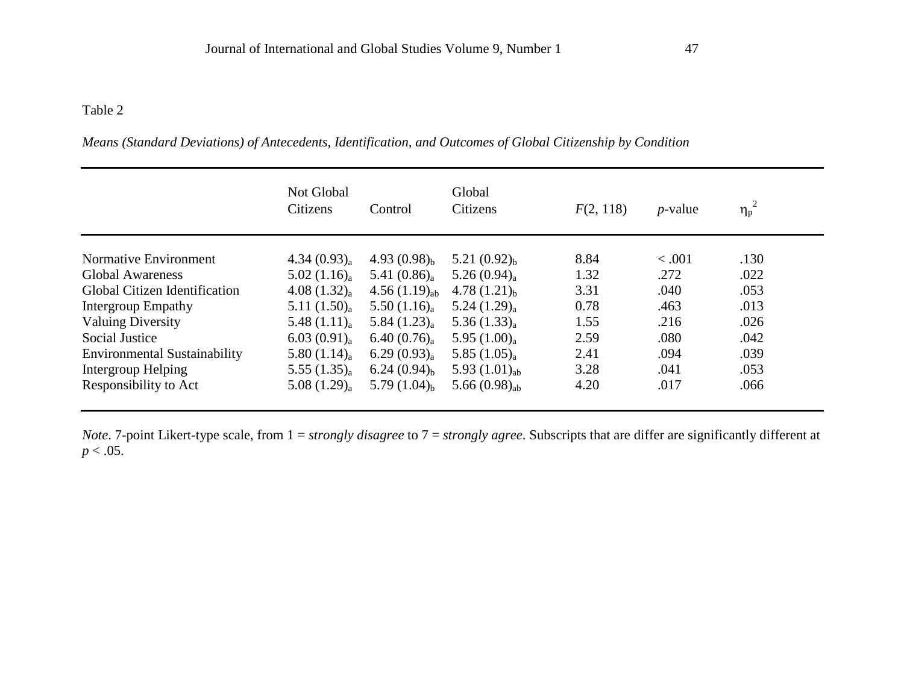Table 2

*Means (Standard Deviations) of Antecedents, Identification, and Outcomes of Global Citizenship by Condition*

| | Not Global Citizens | Control | Global Citizens | $F(2, 118)$ | $p$-value | $\eta_p^2$ |
|---|---|---|---|---|---|---|
| Normative Environment | $4.34\ (0.93)_a$ | $4.93\ (0.98)_b$ | $5.21\ (0.92)_b$ | 8.84 | < .001 | .130 |
| Global Awareness | $5.02\ (1.16)_a$ | $5.41\ (0.86)_a$ | $5.26\ (0.94)_a$ | 1.32 | .272 | .022 |
| Global Citizen Identification | $4.08\ (1.32)_a$ | $4.56\ (1.19)_{ab}$ | $4.78\ (1.21)_b$ | 3.31 | .040 | .053 |
| Intergroup Empathy | $5.11\ (1.50)_a$ | $5.50\ (1.16)_a$ | $5.24\ (1.29)_a$ | 0.78 | .463 | .013 |
| Valuing Diversity | $5.48\ (1.11)_a$ | $5.84\ (1.23)_a$ | $5.36\ (1.33)_a$ | 1.55 | .216 | .026 |
| Social Justice | $6.03\ (0.91)_a$ | $6.40\ (0.76)_a$ | $5.95\ (1.00)_a$ | 2.59 | .080 | .042 |
| Environmental Sustainability | $5.80\ (1.14)_a$ | $6.29\ (0.93)_a$ | $5.85\ (1.05)_a$ | 2.41 | .094 | .039 |
| Intergroup Helping | $5.55\ (1.35)_a$ | $6.24\ (0.94)_b$ | $5.93\ (1.01)_{ab}$ | 3.28 | .041 | .053 |
| Responsibility to Act | $5.08\ (1.29)_a$ | $5.79\ (1.04)_b$ | $5.66\ (0.98)_{ab}$ | 4.20 | .017 | .066 |

*Note*. 7-point Likert-type scale, from 1 = *strongly disagree* to 7 = *strongly agree*. Subscripts that are differ are significantly different at $p < .05$.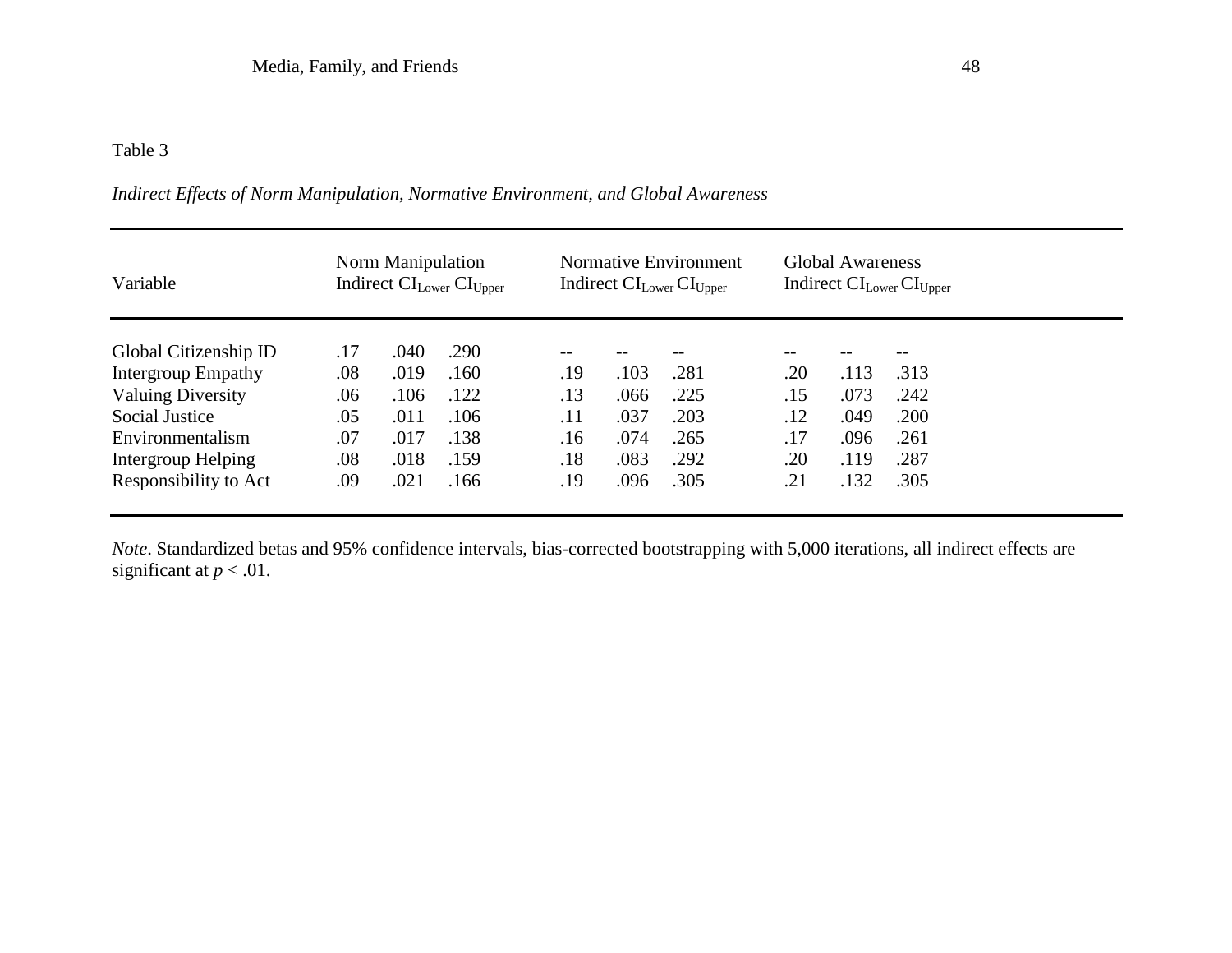Table 3

*Indirect Effects of Norm Manipulation, Normative Environment, and Global Awareness*

| Variable | Norm Manipulation Indirect | $CI_{Lower}$ | $CI_{Upper}$ | Normative Environment Indirect | $CI_{Lower}$ | $CI_{Upper}$ | Global Awareness Indirect | $CI_{Lower}$ | $CI_{Upper}$ |
|---|---|---|---|---|---|---|---|---|---|
| Global Citizenship ID | .17 | .040 | .290 | -- | -- | -- | -- | -- | -- |
| Intergroup Empathy | .08 | .019 | .160 | .19 | .103 | .281 | .20 | .113 | .313 |
| Valuing Diversity | .06 | .106 | .122 | .13 | .066 | .225 | .15 | .073 | .242 |
| Social Justice | .05 | .011 | .106 | .11 | .037 | .203 | .12 | .049 | .200 |
| Environmentalism | .07 | .017 | .138 | .16 | .074 | .265 | .17 | .096 | .261 |
| Intergroup Helping | .08 | .018 | .159 | .18 | .083 | .292 | .20 | .119 | .287 |
| Responsibility to Act | .09 | .021 | .166 | .19 | .096 | .305 | .21 | .132 | .305 |

*Note*. Standardized betas and 95% confidence intervals, bias-corrected bootstrapping with 5,000 iterations, all indirect effects are significant at $p < .01$.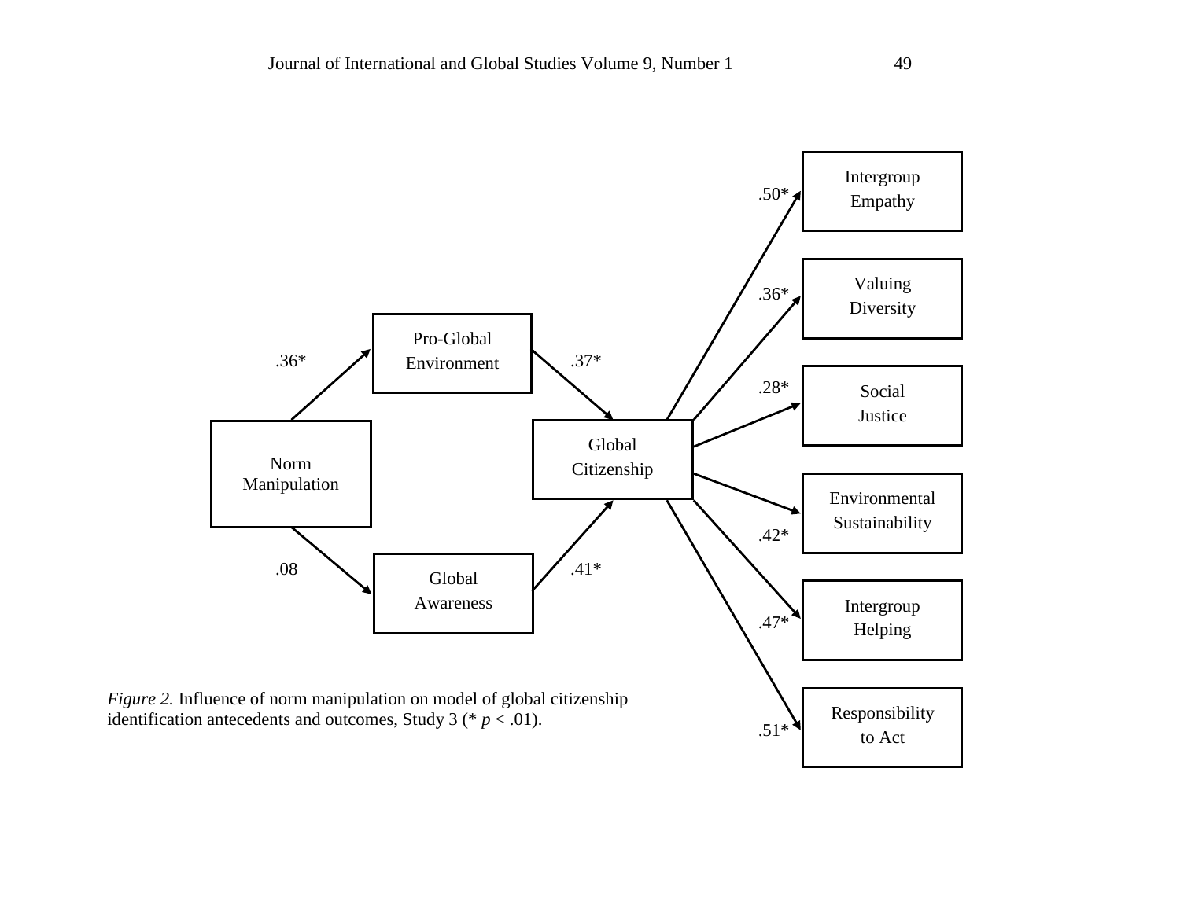*Figure 2.* Influence of norm manipulation on model of global citizenship identification antecedents and outcomes, Study 3 (* $p < .01$).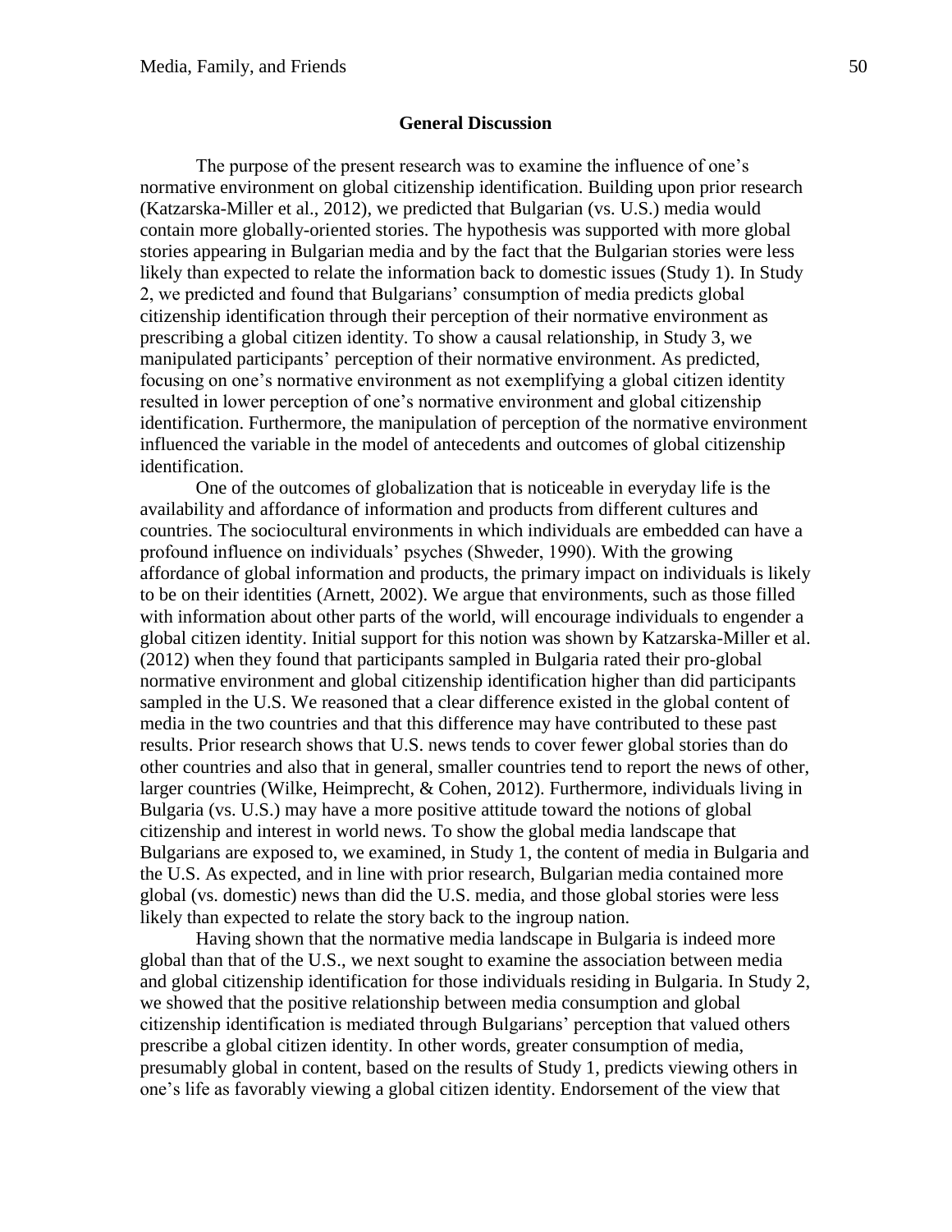## General Discussion

The purpose of the present research was to examine the influence of one's normative environment on global citizenship identification. Building upon prior research (Katzarska-Miller et al., 2012), we predicted that Bulgarian (vs. U.S.) media would contain more globally-oriented stories. The hypothesis was supported with more global stories appearing in Bulgarian media and by the fact that the Bulgarian stories were less likely than expected to relate the information back to domestic issues (Study 1). In Study 2, we predicted and found that Bulgarians' consumption of media predicts global citizenship identification through their perception of their normative environment as prescribing a global citizen identity. To show a causal relationship, in Study 3, we manipulated participants' perception of their normative environment. As predicted, focusing on one's normative environment as not exemplifying a global citizen identity resulted in lower perception of one's normative environment and global citizenship identification. Furthermore, the manipulation of perception of the normative environment influenced the variable in the model of antecedents and outcomes of global citizenship identification.

One of the outcomes of globalization that is noticeable in everyday life is the availability and affordance of information and products from different cultures and countries. The sociocultural environments in which individuals are embedded can have a profound influence on individuals' psyches (Shweder, 1990). With the growing affordance of global information and products, the primary impact on individuals is likely to be on their identities (Arnett, 2002). We argue that environments, such as those filled with information about other parts of the world, will encourage individuals to engender a global citizen identity. Initial support for this notion was shown by Katzarska-Miller et al. (2012) when they found that participants sampled in Bulgaria rated their pro-global normative environment and global citizenship identification higher than did participants sampled in the U.S. We reasoned that a clear difference existed in the global content of media in the two countries and that this difference may have contributed to these past results. Prior research shows that U.S. news tends to cover fewer global stories than do other countries and also that in general, smaller countries tend to report the news of other, larger countries (Wilke, Heimprecht, & Cohen, 2012). Furthermore, individuals living in Bulgaria (vs. U.S.) may have a more positive attitude toward the notions of global citizenship and interest in world news. To show the global media landscape that Bulgarians are exposed to, we examined, in Study 1, the content of media in Bulgaria and the U.S. As expected, and in line with prior research, Bulgarian media contained more global (vs. domestic) news than did the U.S. media, and those global stories were less likely than expected to relate the story back to the ingroup nation.

Having shown that the normative media landscape in Bulgaria is indeed more global than that of the U.S., we next sought to examine the association between media and global citizenship identification for those individuals residing in Bulgaria. In Study 2, we showed that the positive relationship between media consumption and global citizenship identification is mediated through Bulgarians' perception that valued others prescribe a global citizen identity. In other words, greater consumption of media, presumably global in content, based on the results of Study 1, predicts viewing others in one's life as favorably viewing a global citizen identity. Endorsement of the view that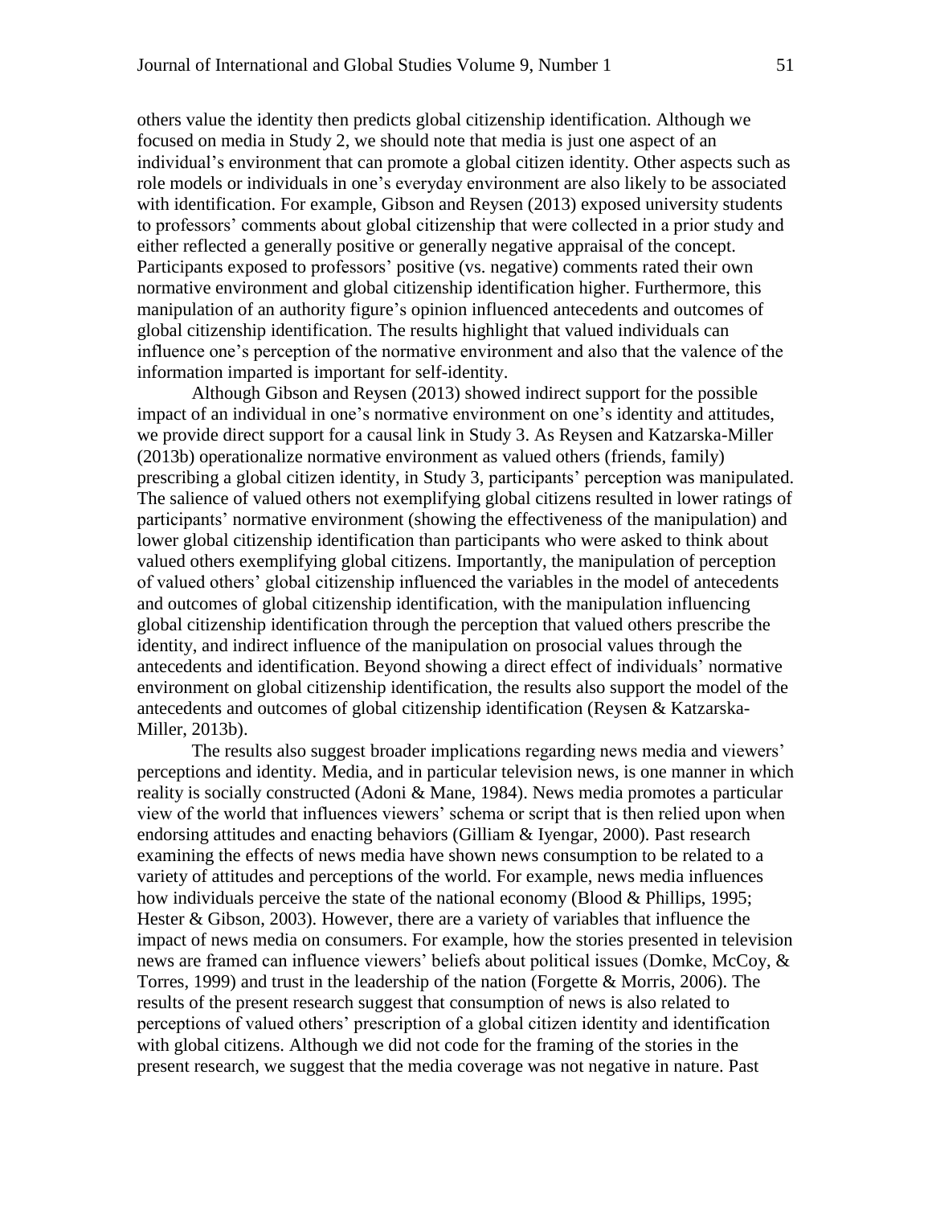others value the identity then predicts global citizenship identification. Although we focused on media in Study 2, we should note that media is just one aspect of an individual's environment that can promote a global citizen identity. Other aspects such as role models or individuals in one's everyday environment are also likely to be associated with identification. For example, Gibson and Reysen (2013) exposed university students to professors' comments about global citizenship that were collected in a prior study and either reflected a generally positive or generally negative appraisal of the concept. Participants exposed to professors' positive (vs. negative) comments rated their own normative environment and global citizenship identification higher. Furthermore, this manipulation of an authority figure's opinion influenced antecedents and outcomes of global citizenship identification. The results highlight that valued individuals can influence one's perception of the normative environment and also that the valence of the information imparted is important for self-identity.

Although Gibson and Reysen (2013) showed indirect support for the possible impact of an individual in one's normative environment on one's identity and attitudes, we provide direct support for a causal link in Study 3. As Reysen and Katzarska-Miller (2013b) operationalize normative environment as valued others (friends, family) prescribing a global citizen identity, in Study 3, participants' perception was manipulated. The salience of valued others not exemplifying global citizens resulted in lower ratings of participants' normative environment (showing the effectiveness of the manipulation) and lower global citizenship identification than participants who were asked to think about valued others exemplifying global citizens. Importantly, the manipulation of perception of valued others' global citizenship influenced the variables in the model of antecedents and outcomes of global citizenship identification, with the manipulation influencing global citizenship identification through the perception that valued others prescribe the identity, and indirect influence of the manipulation on prosocial values through the antecedents and identification. Beyond showing a direct effect of individuals' normative environment on global citizenship identification, the results also support the model of the antecedents and outcomes of global citizenship identification (Reysen & Katzarska-Miller, 2013b).

The results also suggest broader implications regarding news media and viewers' perceptions and identity. Media, and in particular television news, is one manner in which reality is socially constructed (Adoni & Mane, 1984). News media promotes a particular view of the world that influences viewers' schema or script that is then relied upon when endorsing attitudes and enacting behaviors (Gilliam & Iyengar, 2000). Past research examining the effects of news media have shown news consumption to be related to a variety of attitudes and perceptions of the world. For example, news media influences how individuals perceive the state of the national economy (Blood & Phillips, 1995; Hester & Gibson, 2003). However, there are a variety of variables that influence the impact of news media on consumers. For example, how the stories presented in television news are framed can influence viewers' beliefs about political issues (Domke, McCoy, & Torres, 1999) and trust in the leadership of the nation (Forgette & Morris, 2006). The results of the present research suggest that consumption of news is also related to perceptions of valued others' prescription of a global citizen identity and identification with global citizens. Although we did not code for the framing of the stories in the present research, we suggest that the media coverage was not negative in nature. Past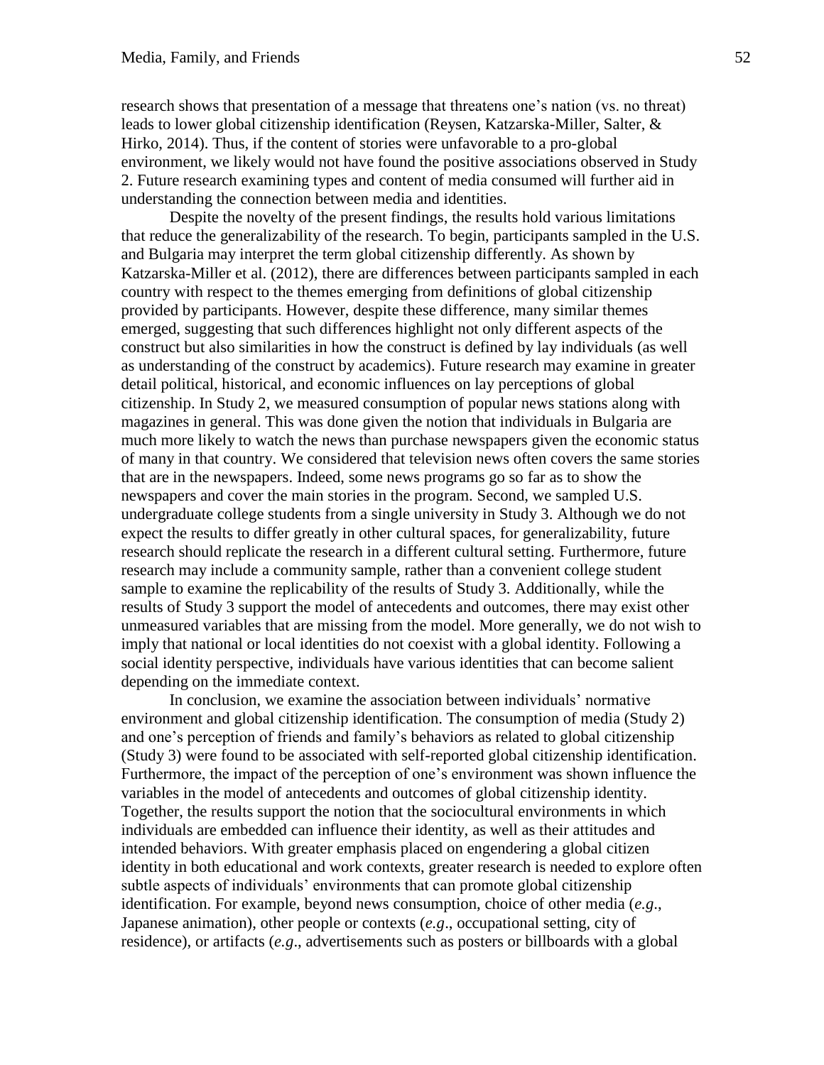research shows that presentation of a message that threatens one's nation (vs. no threat) leads to lower global citizenship identification (Reysen, Katzarska-Miller, Salter, & Hirko, 2014). Thus, if the content of stories were unfavorable to a pro-global environment, we likely would not have found the positive associations observed in Study 2. Future research examining types and content of media consumed will further aid in understanding the connection between media and identities.

Despite the novelty of the present findings, the results hold various limitations that reduce the generalizability of the research. To begin, participants sampled in the U.S. and Bulgaria may interpret the term global citizenship differently. As shown by Katzarska-Miller et al. (2012), there are differences between participants sampled in each country with respect to the themes emerging from definitions of global citizenship provided by participants. However, despite these difference, many similar themes emerged, suggesting that such differences highlight not only different aspects of the construct but also similarities in how the construct is defined by lay individuals (as well as understanding of the construct by academics). Future research may examine in greater detail political, historical, and economic influences on lay perceptions of global citizenship. In Study 2, we measured consumption of popular news stations along with magazines in general. This was done given the notion that individuals in Bulgaria are much more likely to watch the news than purchase newspapers given the economic status of many in that country. We considered that television news often covers the same stories that are in the newspapers. Indeed, some news programs go so far as to show the newspapers and cover the main stories in the program. Second, we sampled U.S. undergraduate college students from a single university in Study 3. Although we do not expect the results to differ greatly in other cultural spaces, for generalizability, future research should replicate the research in a different cultural setting. Furthermore, future research may include a community sample, rather than a convenient college student sample to examine the replicability of the results of Study 3. Additionally, while the results of Study 3 support the model of antecedents and outcomes, there may exist other unmeasured variables that are missing from the model. More generally, we do not wish to imply that national or local identities do not coexist with a global identity. Following a social identity perspective, individuals have various identities that can become salient depending on the immediate context.

In conclusion, we examine the association between individuals' normative environment and global citizenship identification. The consumption of media (Study 2) and one's perception of friends and family's behaviors as related to global citizenship (Study 3) were found to be associated with self-reported global citizenship identification. Furthermore, the impact of the perception of one's environment was shown influence the variables in the model of antecedents and outcomes of global citizenship identity. Together, the results support the notion that the sociocultural environments in which individuals are embedded can influence their identity, as well as their attitudes and intended behaviors. With greater emphasis placed on engendering a global citizen identity in both educational and work contexts, greater research is needed to explore often subtle aspects of individuals' environments that can promote global citizenship identification. For example, beyond news consumption, choice of other media (*e.g*., Japanese animation), other people or contexts (*e.g*., occupational setting, city of residence), or artifacts (*e.g*., advertisements such as posters or billboards with a global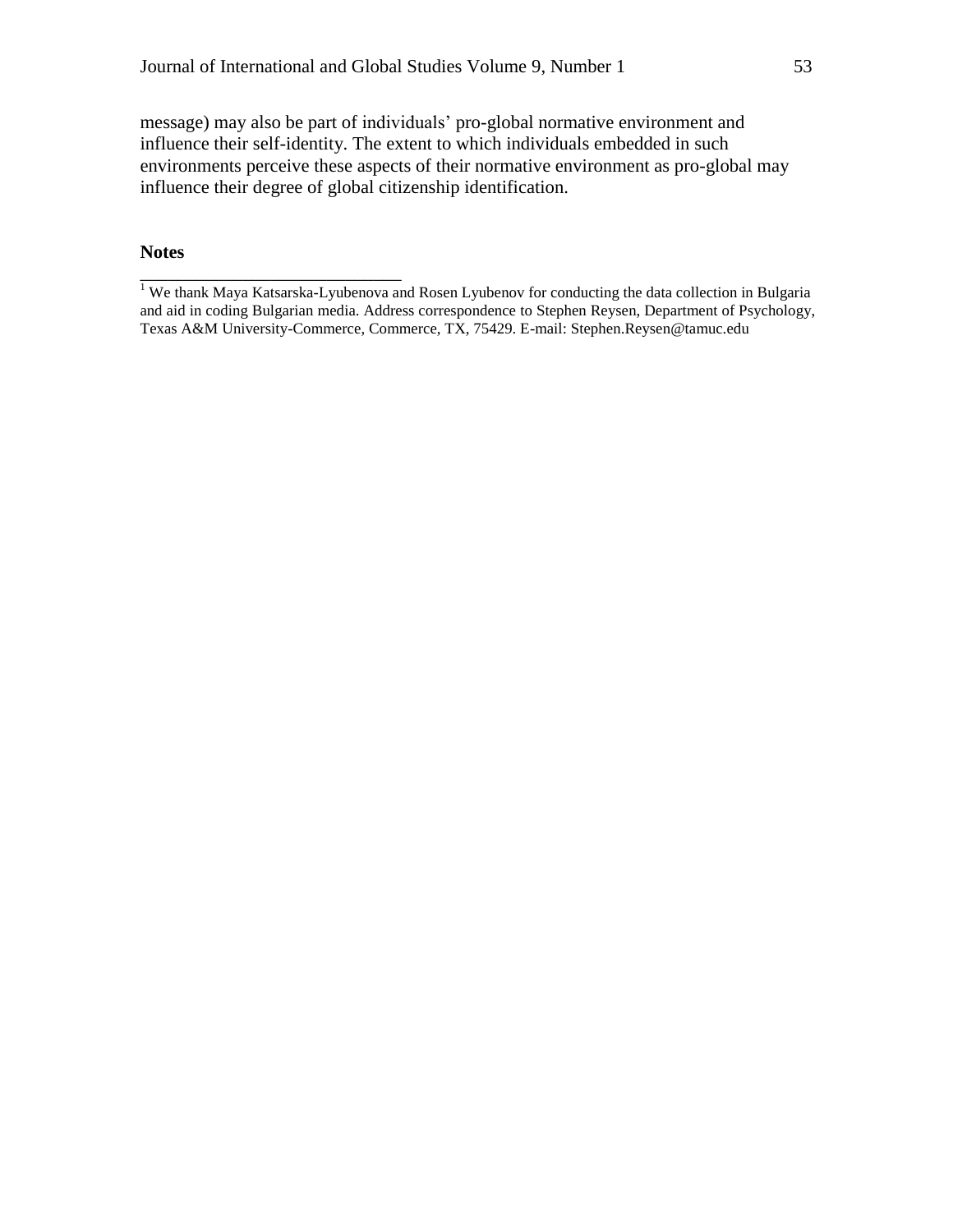message) may also be part of individuals' pro-global normative environment and influence their self-identity. The extent to which individuals embedded in such environments perceive these aspects of their normative environment as pro-global may influence their degree of global citizenship identification.

**Notes**

[1] We thank Maya Katsarska-Lyubenova and Rosen Lyubenov for conducting the data collection in Bulgaria and aid in coding Bulgarian media. Address correspondence to Stephen Reysen, Department of Psychology, Texas A&M University-Commerce, Commerce, TX, 75429. E-mail: Stephen.Reysen@tamuc.edu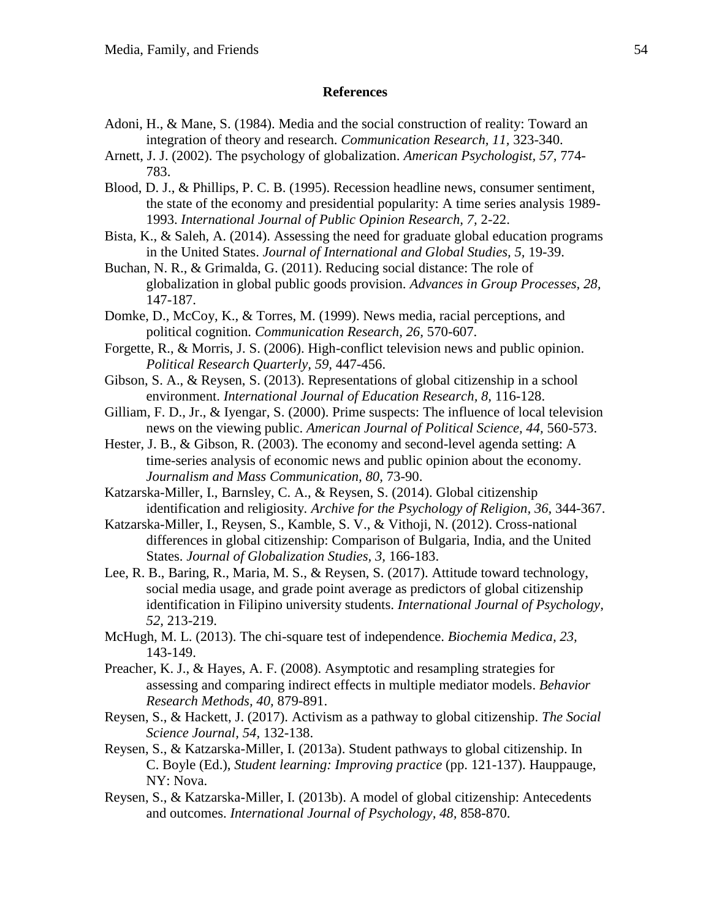## References

Adoni, H., & Mane, S. (1984). Media and the social construction of reality: Toward an integration of theory and research. *Communication Research, 11*, 323-340.

Arnett, J. J. (2002). The psychology of globalization. *American Psychologist, 57,* 774-783.

Blood, D. J., & Phillips, P. C. B. (1995). Recession headline news, consumer sentiment, the state of the economy and presidential popularity: A time series analysis 1989-1993. *International Journal of Public Opinion Research, 7,* 2-22.

Bista, K., & Saleh, A. (2014). Assessing the need for graduate global education programs in the United States. *Journal of International and Global Studies, 5,* 19-39.

Buchan, N. R., & Grimalda, G. (2011). Reducing social distance: The role of globalization in global public goods provision. *Advances in Group Processes, 28,* 147-187.

Domke, D., McCoy, K., & Torres, M. (1999). News media, racial perceptions, and political cognition. *Communication Research, 26,* 570-607.

Forgette, R., & Morris, J. S. (2006). High-conflict television news and public opinion. *Political Research Quarterly, 59,* 447-456.

Gibson, S. A., & Reysen, S. (2013). Representations of global citizenship in a school environment. *International Journal of Education Research, 8,* 116-128.

Gilliam, F. D., Jr., & Iyengar, S. (2000). Prime suspects: The influence of local television news on the viewing public. *American Journal of Political Science, 44,* 560-573.

Hester, J. B., & Gibson, R. (2003). The economy and second-level agenda setting: A time-series analysis of economic news and public opinion about the economy. *Journalism and Mass Communication, 80,* 73-90.

Katzarska-Miller, I., Barnsley, C. A., & Reysen, S. (2014). Global citizenship identification and religiosity. *Archive for the Psychology of Religion, 36,* 344-367.

Katzarska-Miller, I., Reysen, S., Kamble, S. V., & Vithoji, N. (2012). Cross-national differences in global citizenship: Comparison of Bulgaria, India, and the United States. *Journal of Globalization Studies, 3,* 166-183.

Lee, R. B., Baring, R., Maria, M. S., & Reysen, S. (2017). Attitude toward technology, social media usage, and grade point average as predictors of global citizenship identification in Filipino university students. *International Journal of Psychology, 52,* 213-219.

McHugh, M. L. (2013). The chi-square test of independence. *Biochemia Medica, 23,* 143-149.

Preacher, K. J., & Hayes, A. F. (2008). Asymptotic and resampling strategies for assessing and comparing indirect effects in multiple mediator models. *Behavior Research Methods, 40,* 879-891.

Reysen, S., & Hackett, J. (2017). Activism as a pathway to global citizenship. *The Social Science Journal, 54,* 132-138.

Reysen, S., & Katzarska-Miller, I. (2013a). Student pathways to global citizenship. In C. Boyle (Ed.), *Student learning: Improving practice* (pp. 121-137). Hauppauge, NY: Nova.

Reysen, S., & Katzarska-Miller, I. (2013b). A model of global citizenship: Antecedents and outcomes. *International Journal of Psychology, 48,* 858-870.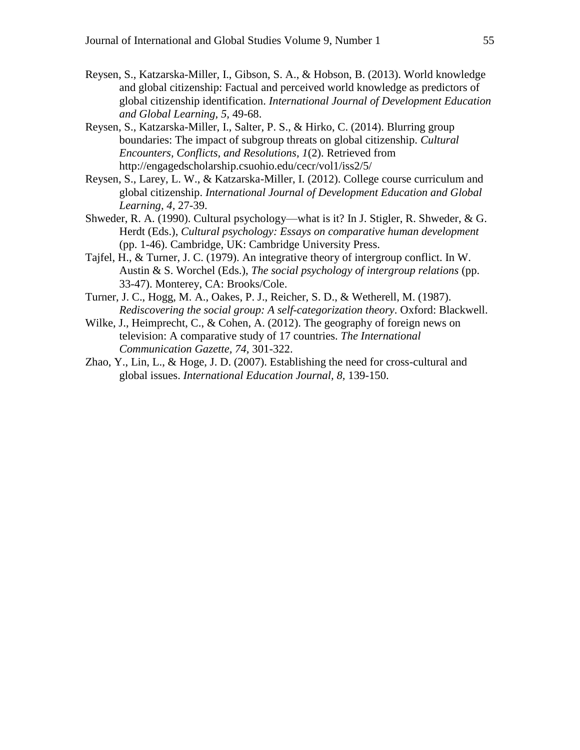Reysen, S., Katzarska-Miller, I., Gibson, S. A., & Hobson, B. (2013). World knowledge and global citizenship: Factual and perceived world knowledge as predictors of global citizenship identification. *International Journal of Development Education and Global Learning, 5*, 49-68.

Reysen, S., Katzarska-Miller, I., Salter, P. S., & Hirko, C. (2014). Blurring group boundaries: The impact of subgroup threats on global citizenship. *Cultural Encounters, Conflicts, and Resolutions, 1*(2). Retrieved from http://engagedscholarship.csuohio.edu/cecr/vol1/iss2/5/

Reysen, S., Larey, L. W., & Katzarska-Miller, I. (2012). College course curriculum and global citizenship. *International Journal of Development Education and Global Learning, 4*, 27-39.

Shweder, R. A. (1990). Cultural psychology—what is it? In J. Stigler, R. Shweder, & G. Herdt (Eds.), *Cultural psychology: Essays on comparative human development* (pp. 1-46). Cambridge, UK: Cambridge University Press.

Tajfel, H., & Turner, J. C. (1979). An integrative theory of intergroup conflict. In W. Austin & S. Worchel (Eds.), *The social psychology of intergroup relations* (pp. 33-47). Monterey, CA: Brooks/Cole.

Turner, J. C., Hogg, M. A., Oakes, P. J., Reicher, S. D., & Wetherell, M. (1987). *Rediscovering the social group: A self-categorization theory*. Oxford: Blackwell.

Wilke, J., Heimprecht, C., & Cohen, A. (2012). The geography of foreign news on television: A comparative study of 17 countries. *The International Communication Gazette, 74*, 301-322.

Zhao, Y., Lin, L., & Hoge, J. D. (2007). Establishing the need for cross-cultural and global issues. *International Education Journal, 8*, 139-150.